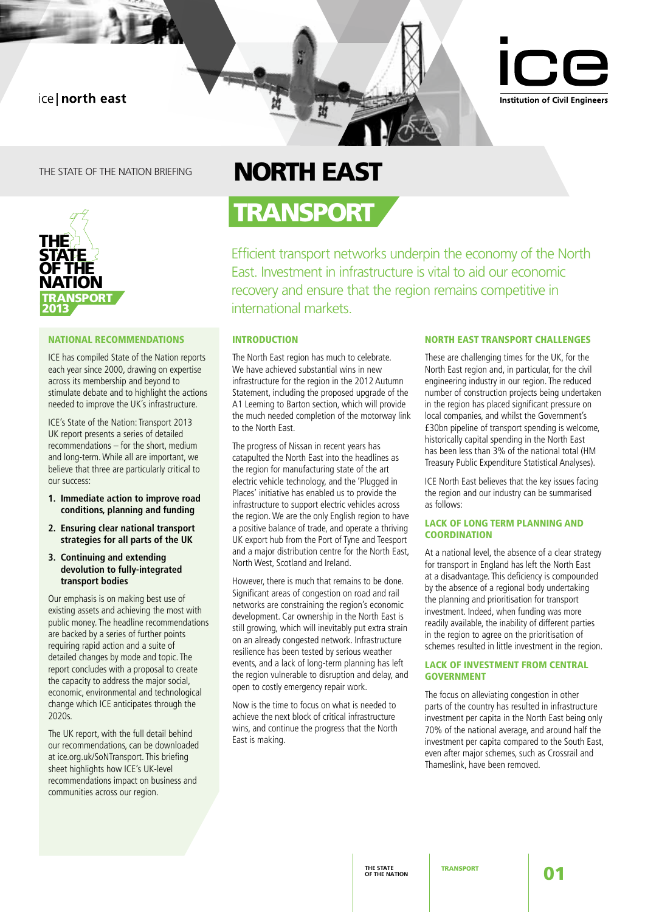ice | north east

ice
Institution of Civil Engineers

THE STATE OF THE NATION BRIEFING

# NORTH EAST TRANSPORT

THE STATE OF THE NATION TRANSPORT 2013

Efficient transport networks underpin the economy of the North East. Investment in infrastructure is vital to aid our economic recovery and ensure that the region remains competitive in international markets.

## NATIONAL RECOMMENDATIONS

ICE has compiled State of the Nation reports each year since 2000, drawing on expertise across its membership and beyond to stimulate debate and to highlight the actions needed to improve the UK's infrastructure.

ICE's State of the Nation: Transport 2013 UK report presents a series of detailed recommendations – for the short, medium and long-term. While all are important, we believe that three are particularly critical to our success:

1. **Immediate action to improve road conditions, planning and funding**
2. **Ensuring clear national transport strategies for all parts of the UK**
3. **Continuing and extending devolution to fully-integrated transport bodies**

Our emphasis is on making best use of existing assets and achieving the most with public money. The headline recommendations are backed by a series of further points requiring rapid action and a suite of detailed changes by mode and topic. The report concludes with a proposal to create the capacity to address the major social, economic, environmental and technological change which ICE anticipates through the 2020s.

The UK report, with the full detail behind our recommendations, can be downloaded at ice.org.uk/SoNTransport. This briefing sheet highlights how ICE's UK-level recommendations impact on business and communities across our region.

## INTRODUCTION

The North East region has much to celebrate. We have achieved substantial wins in new infrastructure for the region in the 2012 Autumn Statement, including the proposed upgrade of the A1 Leeming to Barton section, which will provide the much needed completion of the motorway link to the North East.

The progress of Nissan in recent years has catapulted the North East into the headlines as the region for manufacturing state of the art electric vehicle technology, and the 'Plugged in Places' initiative has enabled us to provide the infrastructure to support electric vehicles across the region. We are the only English region to have a positive balance of trade, and operate a thriving UK export hub from the Port of Tyne and Teesport and a major distribution centre for the North East, North West, Scotland and Ireland.

However, there is much that remains to be done. Significant areas of congestion on road and rail networks are constraining the region's economic development. Car ownership in the North East is still growing, which will inevitably put extra strain on an already congested network. Infrastructure resilience has been tested by serious weather events, and a lack of long-term planning has left the region vulnerable to disruption and delay, and open to costly emergency repair work.

Now is the time to focus on what is needed to achieve the next block of critical infrastructure wins, and continue the progress that the North East is making.

## NORTH EAST TRANSPORT CHALLENGES

These are challenging times for the UK, for the North East region and, in particular, for the civil engineering industry in our region. The reduced number of construction projects being undertaken in the region has placed significant pressure on local companies, and whilst the Government's £30bn pipeline of transport spending is welcome, historically capital spending in the North East has been less than 3% of the national total (HM Treasury Public Expenditure Statistical Analyses).

ICE North East believes that the key issues facing the region and our industry can be summarised as follows:

### LACK OF LONG TERM PLANNING AND COORDINATION

At a national level, the absence of a clear strategy for transport in England has left the North East at a disadvantage. This deficiency is compounded by the absence of a regional body undertaking the planning and prioritisation for transport investment. Indeed, when funding was more readily available, the inability of different parties in the region to agree on the prioritisation of schemes resulted in little investment in the region.

### LACK OF INVESTMENT FROM CENTRAL GOVERNMENT

The focus on alleviating congestion in other parts of the country has resulted in infrastructure investment per capita in the North East being only 70% of the national average, and around half the investment per capita compared to the South East, even after major schemes, such as Crossrail and Thameslink, have been removed.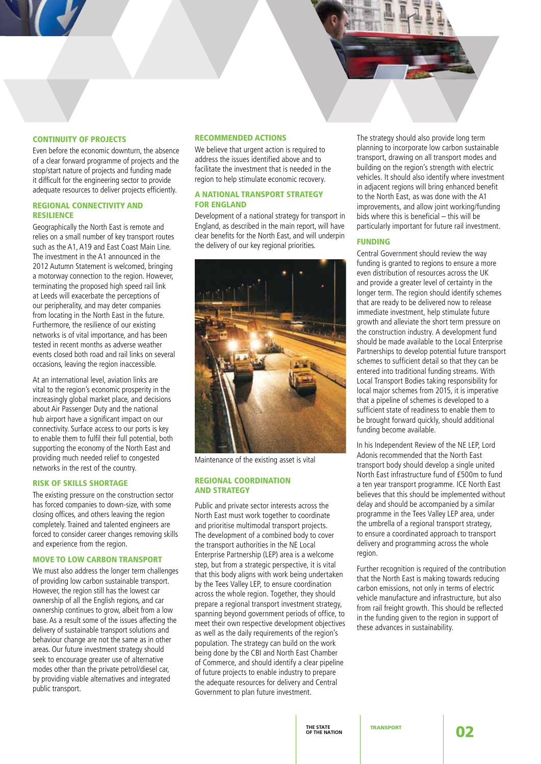## CONTINUITY OF PROJECTS

Even before the economic downturn, the absence of a clear forward programme of projects and the stop/start nature of projects and funding made it difficult for the engineering sector to provide adequate resources to deliver projects efficiently.

## REGIONAL CONNECTIVITY AND RESILIENCE

Geographically the North East is remote and relies on a small number of key transport routes such as the A1, A19 and East Coast Main Line. The investment in the A1 announced in the 2012 Autumn Statement is welcomed, bringing a motorway connection to the region. However, terminating the proposed high speed rail link at Leeds will exacerbate the perceptions of our peripherality, and may deter companies from locating in the North East in the future. Furthermore, the resilience of our existing networks is of vital importance, and has been tested in recent months as adverse weather events closed both road and rail links on several occasions, leaving the region inaccessible.

At an international level, aviation links are vital to the region's economic prosperity in the increasingly global market place, and decisions about Air Passenger Duty and the national hub airport have a significant impact on our connectivity. Surface access to our ports is key to enable them to fulfil their full potential, both supporting the economy of the North East and providing much needed relief to congested networks in the rest of the country.

## RISK OF SKILLS SHORTAGE

The existing pressure on the construction sector has forced companies to down-size, with some closing offices, and others leaving the region completely. Trained and talented engineers are forced to consider career changes removing skills and experience from the region.

## MOVE TO LOW CARBON TRANSPORT

We must also address the longer term challenges of providing low carbon sustainable transport. However, the region still has the lowest car ownership of all the English regions, and car ownership continues to grow, albeit from a low base. As a result some of the issues affecting the delivery of sustainable transport solutions and behaviour change are not the same as in other areas. Our future investment strategy should seek to encourage greater use of alternative modes other than the private petrol/diesel car, by providing viable alternatives and integrated public transport.

## RECOMMENDED ACTIONS

We believe that urgent action is required to address the issues identified above and to facilitate the investment that is needed in the region to help stimulate economic recovery.

## A NATIONAL TRANSPORT STRATEGY FOR ENGLAND

Development of a national strategy for transport in England, as described in the main report, will have clear benefits for the North East, and will underpin the delivery of our key regional priorities.

Maintenance of the existing asset is vital

## REGIONAL COORDINATION AND STRATEGY

Public and private sector interests across the North East must work together to coordinate and prioritise multimodal transport projects. The development of a combined body to cover the transport authorities in the NE Local Enterprise Partnership (LEP) area is a welcome step, but from a strategic perspective, it is vital that this body aligns with work being undertaken by the Tees Valley LEP, to ensure coordination across the whole region. Together, they should prepare a regional transport investment strategy, spanning beyond government periods of office, to meet their own respective development objectives as well as the daily requirements of the region's population. The strategy can build on the work being done by the CBI and North East Chamber of Commerce, and should identify a clear pipeline of future projects to enable industry to prepare the adequate resources for delivery and Central Government to plan future investment.

The strategy should also provide long term planning to incorporate low carbon sustainable transport, drawing on all transport modes and building on the region's strength with electric vehicles. It should also identify where investment in adjacent regions will bring enhanced benefit to the North East, as was done with the A1 improvements, and allow joint working/funding bids where this is beneficial – this will be particularly important for future rail investment.

## FUNDING

Central Government should review the way funding is granted to regions to ensure a more even distribution of resources across the UK and provide a greater level of certainty in the longer term. The region should identify schemes that are ready to be delivered now to release immediate investment, help stimulate future growth and alleviate the short term pressure on the construction industry. A development fund should be made available to the Local Enterprise Partnerships to develop potential future transport schemes to sufficient detail so that they can be entered into traditional funding streams. With Local Transport Bodies taking responsibility for local major schemes from 2015, it is imperative that a pipeline of schemes is developed to a sufficient state of readiness to enable them to be brought forward quickly, should additional funding become available.

In his Independent Review of the NE LEP, Lord Adonis recommended that the North East transport body should develop a single united North East infrastructure fund of £500m to fund a ten year transport programme. ICE North East believes that this should be implemented without delay and should be accompanied by a similar programme in the Tees Valley LEP area, under the umbrella of a regional transport strategy, to ensure a coordinated approach to transport delivery and programming across the whole region.

Further recognition is required of the contribution that the North East is making towards reducing carbon emissions, not only in terms of electric vehicle manufacture and infrastructure, but also from rail freight growth. This should be reflected in the funding given to the region in support of these advances in sustainability.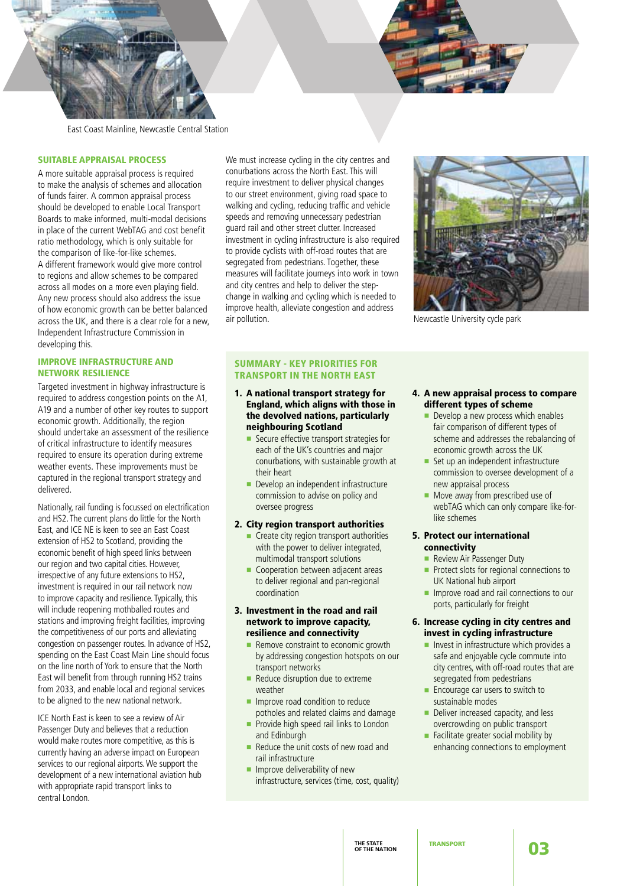East Coast Mainline, Newcastle Central Station

## SUITABLE APPRAISAL PROCESS

A more suitable appraisal process is required to make the analysis of schemes and allocation of funds fairer. A common appraisal process should be developed to enable Local Transport Boards to make informed, multi-modal decisions in place of the current WebTAG and cost benefit ratio methodology, which is only suitable for the comparison of like-for-like schemes.
A different framework would give more control to regions and allow schemes to be compared across all modes on a more even playing field. Any new process should also address the issue of how economic growth can be better balanced across the UK, and there is a clear role for a new, Independent Infrastructure Commission in developing this.

## IMPROVE INFRASTRUCTURE AND NETWORK RESILIENCE

Targeted investment in highway infrastructure is required to address congestion points on the A1, A19 and a number of other key routes to support economic growth. Additionally, the region should undertake an assessment of the resilience of critical infrastructure to identify measures required to ensure its operation during extreme weather events. These improvements must be captured in the regional transport strategy and delivered.

Nationally, rail funding is focussed on electrification and HS2. The current plans do little for the North East, and ICE NE is keen to see an East Coast extension of HS2 to Scotland, providing the economic benefit of high speed links between our region and two capital cities. However, irrespective of any future extensions to HS2, investment is required in our rail network now to improve capacity and resilience. Typically, this will include reopening mothballed routes and stations and improving freight facilities, improving the competitiveness of our ports and alleviating congestion on passenger routes. In advance of HS2, spending on the East Coast Main Line should focus on the line north of York to ensure that the North East will benefit from through running HS2 trains from 2033, and enable local and regional services to be aligned to the new national network.

ICE North East is keen to see a review of Air Passenger Duty and believes that a reduction would make routes more competitive, as this is currently having an adverse impact on European services to our regional airports. We support the development of a new international aviation hub with appropriate rapid transport links to central London.

We must increase cycling in the city centres and conurbations across the North East. This will require investment to deliver physical changes to our street environment, giving road space to walking and cycling, reducing traffic and vehicle speeds and removing unnecessary pedestrian guard rail and other street clutter. Increased investment in cycling infrastructure is also required to provide cyclists with off-road routes that are segregated from pedestrians. Together, these measures will facilitate journeys into work in town and city centres and help to deliver the step-change in walking and cycling which is needed to improve health, alleviate congestion and address air pollution.

Newcastle University cycle park

## SUMMARY - KEY PRIORITIES FOR TRANSPORT IN THE NORTH EAST

1. **A national transport strategy for England, which aligns with those in the devolved nations, particularly neighbouring Scotland**
   - Secure effective transport strategies for each of the UK's countries and major conurbations, with sustainable growth at their heart
   - Develop an independent infrastructure commission to advise on policy and oversee progress

2. **City region transport authorities**
   - Create city region transport authorities with the power to deliver integrated, multimodal transport solutions
   - Cooperation between adjacent areas to deliver regional and pan-regional coordination

3. **Investment in the road and rail network to improve capacity, resilience and connectivity**
   - Remove constraint to economic growth by addressing congestion hotspots on our transport networks
   - Reduce disruption due to extreme weather
   - Improve road condition to reduce potholes and related claims and damage
   - Provide high speed rail links to London and Edinburgh
   - Reduce the unit costs of new road and rail infrastructure
   - Improve deliverability of new infrastructure, services (time, cost, quality)

4. **A new appraisal process to compare different types of scheme**
   - Develop a new process which enables fair comparison of different types of scheme and addresses the rebalancing of economic growth across the UK
   - Set up an independent infrastructure commission to oversee development of a new appraisal process
   - Move away from prescribed use of webTAG which can only compare like-for-like schemes

5. **Protect our international connectivity**
   - Review Air Passenger Duty
   - Protect slots for regional connections to UK National hub airport
   - Improve road and rail connections to our ports, particularly for freight

6. **Increase cycling in city centres and invest in cycling infrastructure**
   - Invest in infrastructure which provides a safe and enjoyable cycle commute into city centres, with off-road routes that are segregated from pedestrians
   - Encourage car users to switch to sustainable modes
   - Deliver increased capacity, and less overcrowding on public transport
   - Facilitate greater social mobility by enhancing connections to employment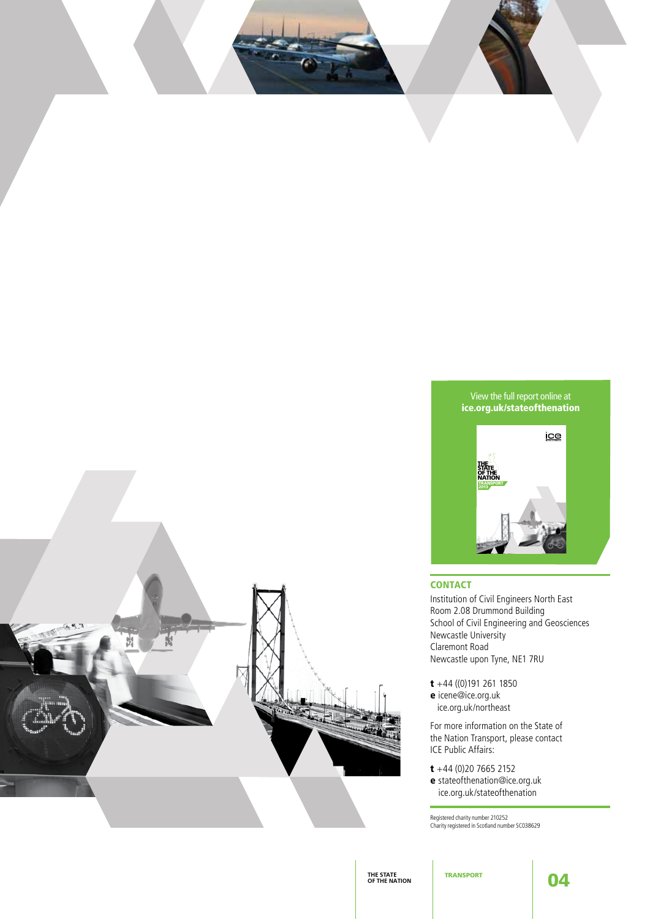View the full report online at
**ice.org.uk/stateofthenation**

## CONTACT

Institution of Civil Engineers North East
Room 2.08 Drummond Building
School of Civil Engineering and Geosciences
Newcastle University
Claremont Road
Newcastle upon Tyne, NE1 7RU

**t** +44 ((0)191 261 1850
**e** icene@ice.org.uk
ice.org.uk/northeast

For more information on the State of the Nation Transport, please contact ICE Public Affairs:

**t** +44 (0)20 7665 2152
**e** stateofthenation@ice.org.uk
ice.org.uk/stateofthenation

Registered charity number 210252
Charity registered in Scotland number SC038629